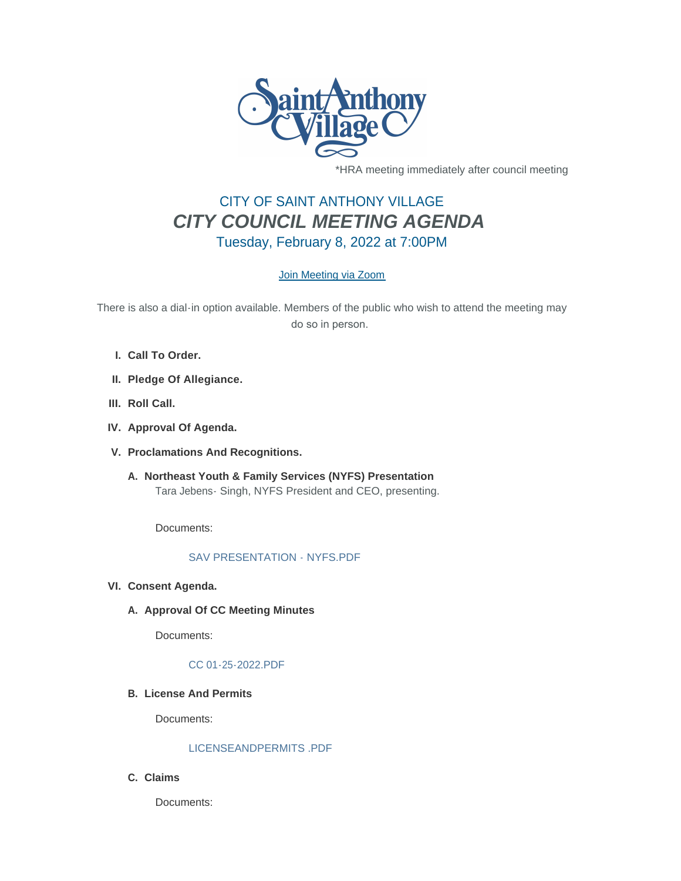*HRA meeting immediately after council meeting

# CITY OF SAINT ANTHONY VILLAGE

## *CITY COUNCIL MEETING AGENDA*

### Tuesday, February 8, 2022 at 7:00PM

[Join Meeting via Zoom]

There is also a dial-in option available. Members of the public who wish to attend the meeting may do so in person.

I. **Call To Order.**

II. **Pledge Of Allegiance.**

III. **Roll Call.**

IV. **Approval Of Agenda.**

V. **Proclamations And Recognitions.**

   A. **Northeast Youth & Family Services (NYFS) Presentation**
   Tara Jebens- Singh, NYFS President and CEO, presenting.

   Documents:

   SAV PRESENTATION - NYFS.PDF

VI. **Consent Agenda.**

   A. **Approval Of CC Meeting Minutes**

   Documents:

   CC 01-25-2022.PDF

   B. **License And Permits**

   Documents:

   LICENSEANDPERMITS .PDF

   C. **Claims**

   Documents: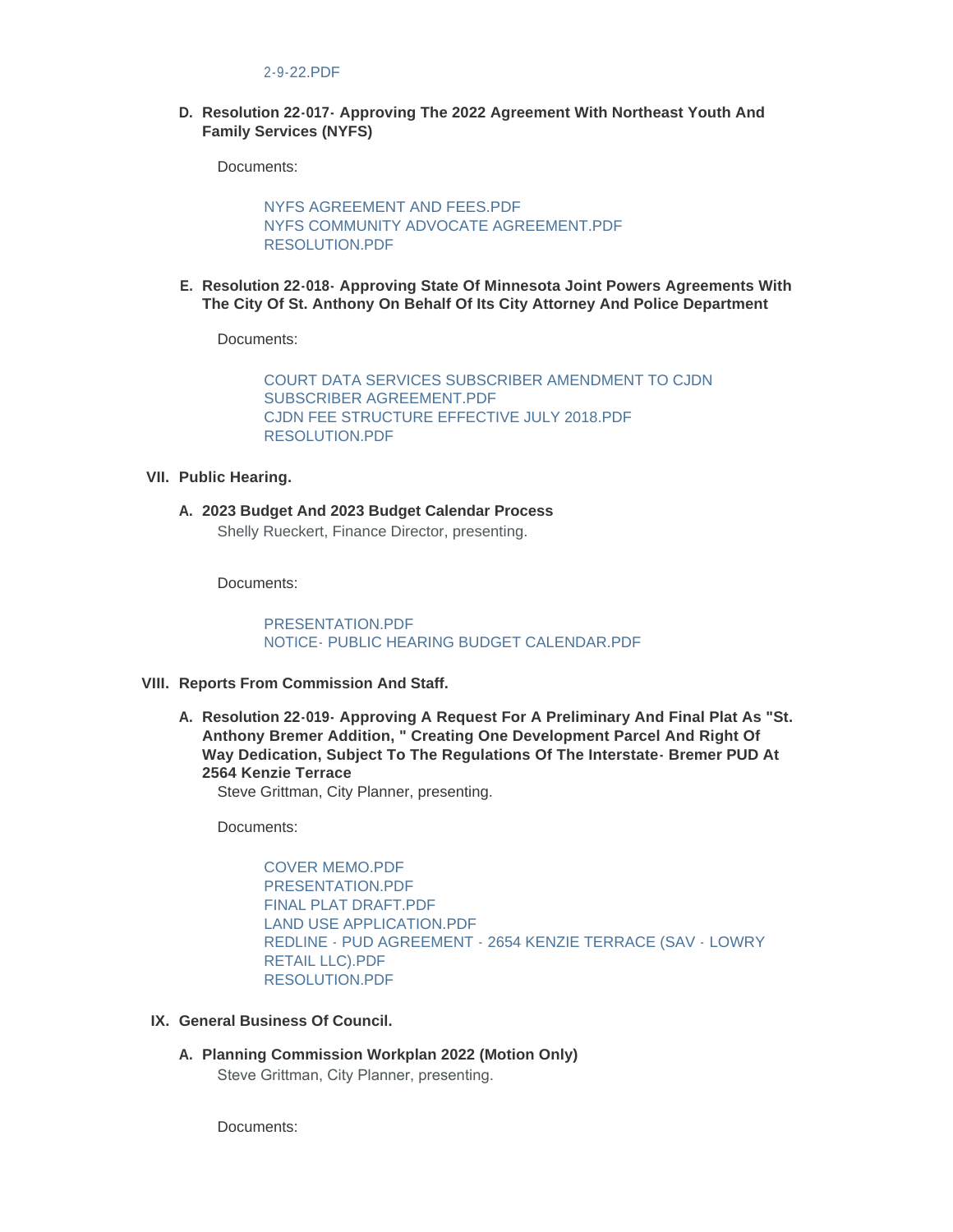2-9-22.PDF

**D. Resolution 22-017- Approving The 2022 Agreement With Northeast Youth And Family Services (NYFS)**

Documents:

NYFS AGREEMENT AND FEES.PDF
NYFS COMMUNITY ADVOCATE AGREEMENT.PDF
RESOLUTION.PDF

**E. Resolution 22-018- Approving State Of Minnesota Joint Powers Agreements With The City Of St. Anthony On Behalf Of Its City Attorney And Police Department**

Documents:

COURT DATA SERVICES SUBSCRIBER AMENDMENT TO CJDN SUBSCRIBER AGREEMENT.PDF
CJDN FEE STRUCTURE EFFECTIVE JULY 2018.PDF
RESOLUTION.PDF

**VII. Public Hearing.**

**A. 2023 Budget And 2023 Budget Calendar Process**

Shelly Rueckert, Finance Director, presenting.

Documents:

PRESENTATION.PDF
NOTICE- PUBLIC HEARING BUDGET CALENDAR.PDF

**VIII. Reports From Commission And Staff.**

**A. Resolution 22-019- Approving A Request For A Preliminary And Final Plat As "St. Anthony Bremer Addition, " Creating One Development Parcel And Right Of Way Dedication, Subject To The Regulations Of The Interstate- Bremer PUD At 2564 Kenzie Terrace**

Steve Grittman, City Planner, presenting.

Documents:

COVER MEMO.PDF
PRESENTATION.PDF
FINAL PLAT DRAFT.PDF
LAND USE APPLICATION.PDF
REDLINE - PUD AGREEMENT - 2654 KENZIE TERRACE (SAV - LOWRY RETAIL LLC).PDF
RESOLUTION.PDF

**IX. General Business Of Council.**

**A. Planning Commission Workplan 2022 (Motion Only)**

Steve Grittman, City Planner, presenting.

Documents: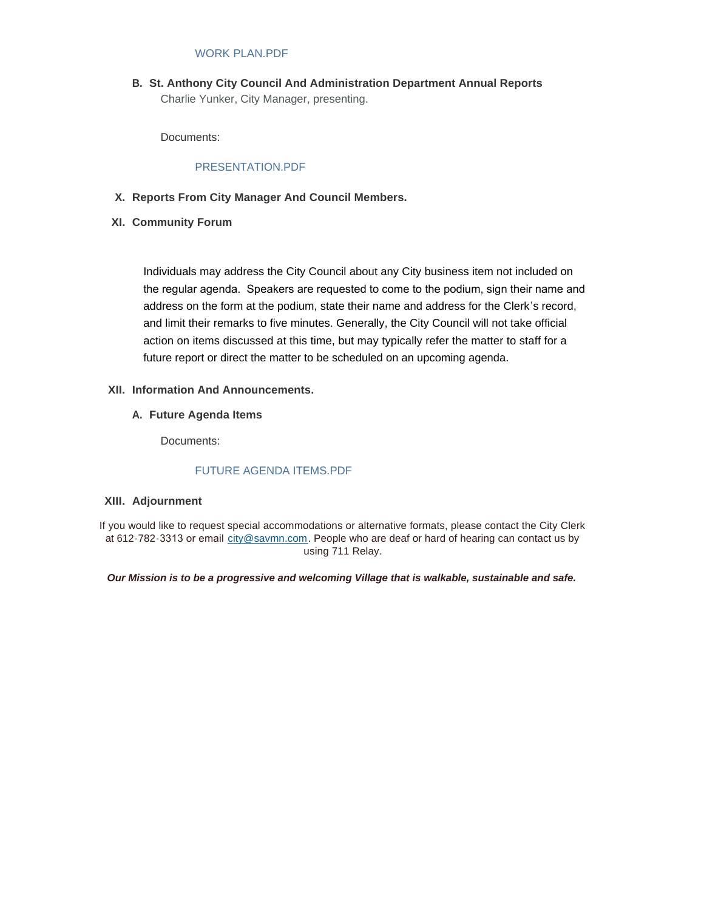WORK PLAN.PDF

**B. St. Anthony City Council And Administration Department Annual Reports**

Charlie Yunker, City Manager, presenting.

Documents:

PRESENTATION.PDF

**X. Reports From City Manager And Council Members.**

**XI. Community Forum**

Individuals may address the City Council about any City business item not included on the regular agenda. Speakers are requested to come to the podium, sign their name and address on the form at the podium, state their name and address for the Clerk's record, and limit their remarks to five minutes. Generally, the City Council will not take official action on items discussed at this time, but may typically refer the matter to staff for a future report or direct the matter to be scheduled on an upcoming agenda.

**XII. Information And Announcements.**

**A. Future Agenda Items**

Documents:

FUTURE AGENDA ITEMS.PDF

**XIII. Adjournment**

If you would like to request special accommodations or alternative formats, please contact the City Clerk at 612-782-3313 or email city@savmn.com. People who are deaf or hard of hearing can contact us by using 711 Relay.

***Our Mission is to be a progressive and welcoming Village that is walkable, sustainable and safe.***